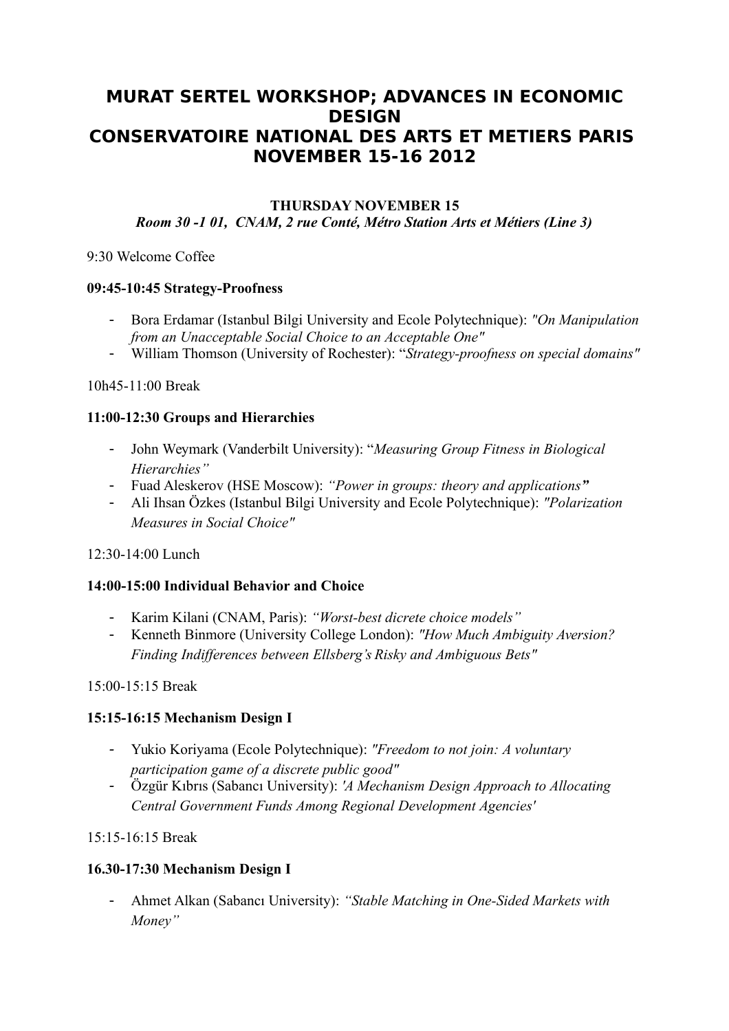# MURAT SERTEL WORKSHOP; ADVANCES IN ECONOMIC DESIGN
# CONSERVATOIRE NATIONAL DES ARTS ET METIERS PARIS
# NOVEMBER 15-16 2012

## THURSDAY NOVEMBER 15

*Room 30 -1 01, CNAM, 2 rue Conté, Métro Station Arts et Métiers (Line 3)*

9:30 Welcome Coffee

**09:45-10:45 Strategy-Proofness**

- Bora Erdamar (Istanbul Bilgi University and Ecole Polytechnique): *"On Manipulation from an Unacceptable Social Choice to an Acceptable One"*
- William Thomson (University of Rochester): "*Strategy-proofness on special domains"*

10h45-11:00 Break

**11:00-12:30 Groups and Hierarchies**

- John Weymark (Vanderbilt University): "*Measuring Group Fitness in Biological Hierarchies"*
- Fuad Aleskerov (HSE Moscow): *"Power in groups: theory and applications"*
- Ali Ihsan Özkes (Istanbul Bilgi University and Ecole Polytechnique): *"Polarization Measures in Social Choice"*

12:30-14:00 Lunch

**14:00-15:00 Individual Behavior and Choice**

- Karim Kilani (CNAM, Paris): *"Worst-best dicrete choice models"*
- Kenneth Binmore (University College London): *"How Much Ambiguity Aversion? Finding Indifferences between Ellsberg's Risky and Ambiguous Bets"*

15:00-15:15 Break

**15:15-16:15 Mechanism Design I**

- Yukio Koriyama (Ecole Polytechnique): *"Freedom to not join: A voluntary participation game of a discrete public good"*
- Özgür Kıbrıs (Sabancı University): *'A Mechanism Design Approach to Allocating Central Government Funds Among Regional Development Agencies'*

15:15-16:15 Break

**16.30-17:30 Mechanism Design I**

- Ahmet Alkan (Sabancı University): *"Stable Matching in One-Sided Markets with Money"*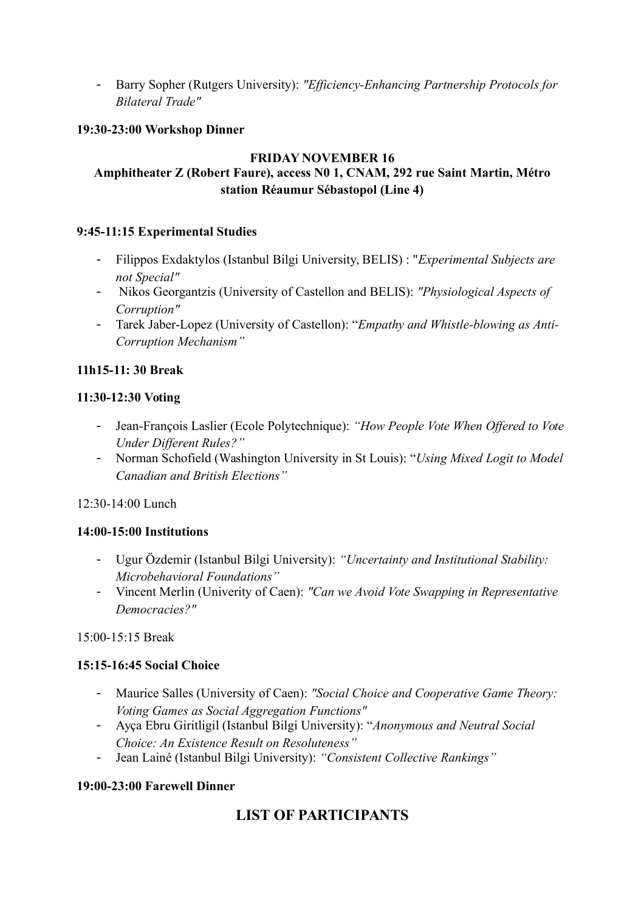- Barry Sopher (Rutgers University): *"Efficiency-Enhancing Partnership Protocols for Bilateral Trade"*

**19:30-23:00 Workshop Dinner**

**FRIDAY NOVEMBER 16**
**Amphitheater Z (Robert Faure), access N0 1, CNAM, 292 rue Saint Martin, Métro station Réaumur Sébastopol (Line 4)**

**9:45-11:15 Experimental Studies**

- Filippos Exdaktylos (Istanbul Bilgi University, BELIS) : "*Experimental Subjects are not Special"*
- Nikos Georgantzis (University of Castellon and BELIS): *"Physiological Aspects of Corruption"*
- Tarek Jaber-Lopez (University of Castellon): "*Empathy and Whistle-blowing as Anti-Corruption Mechanism"*

**11h15-11: 30 Break**

**11:30-12:30 Voting**

- Jean-François Laslier (Ecole Polytechnique): *"How People Vote When Offered to Vote Under Different Rules?"*
- Norman Schofield (Washington University in St Louis): "*Using Mixed Logit to Model Canadian and British Elections"*

12:30-14:00 Lunch

**14:00-15:00 Institutions**

- Ugur Özdemir (Istanbul Bilgi University): *"Uncertainty and Institutional Stability: Microbehavioral Foundations"*
- Vincent Merlin (Univerity of Caen): *"Can we Avoid Vote Swapping in Representative Democracies?"*

15:00-15:15 Break

**15:15-16:45 Social Choice**

- Maurice Salles (University of Caen): *"Social Choice and Cooperative Game Theory: Voting Games as Social Aggregation Functions"*
- Ayça Ebru Giritligil (Istanbul Bilgi University): "*Anonymous and Neutral Social Choice: An Existence Result on Resoluteness"*
- Jean Lainé (Istanbul Bilgi University): *"Consistent Collective Rankings"*

**19:00-23:00 Farewell Dinner**

## LIST OF PARTICIPANTS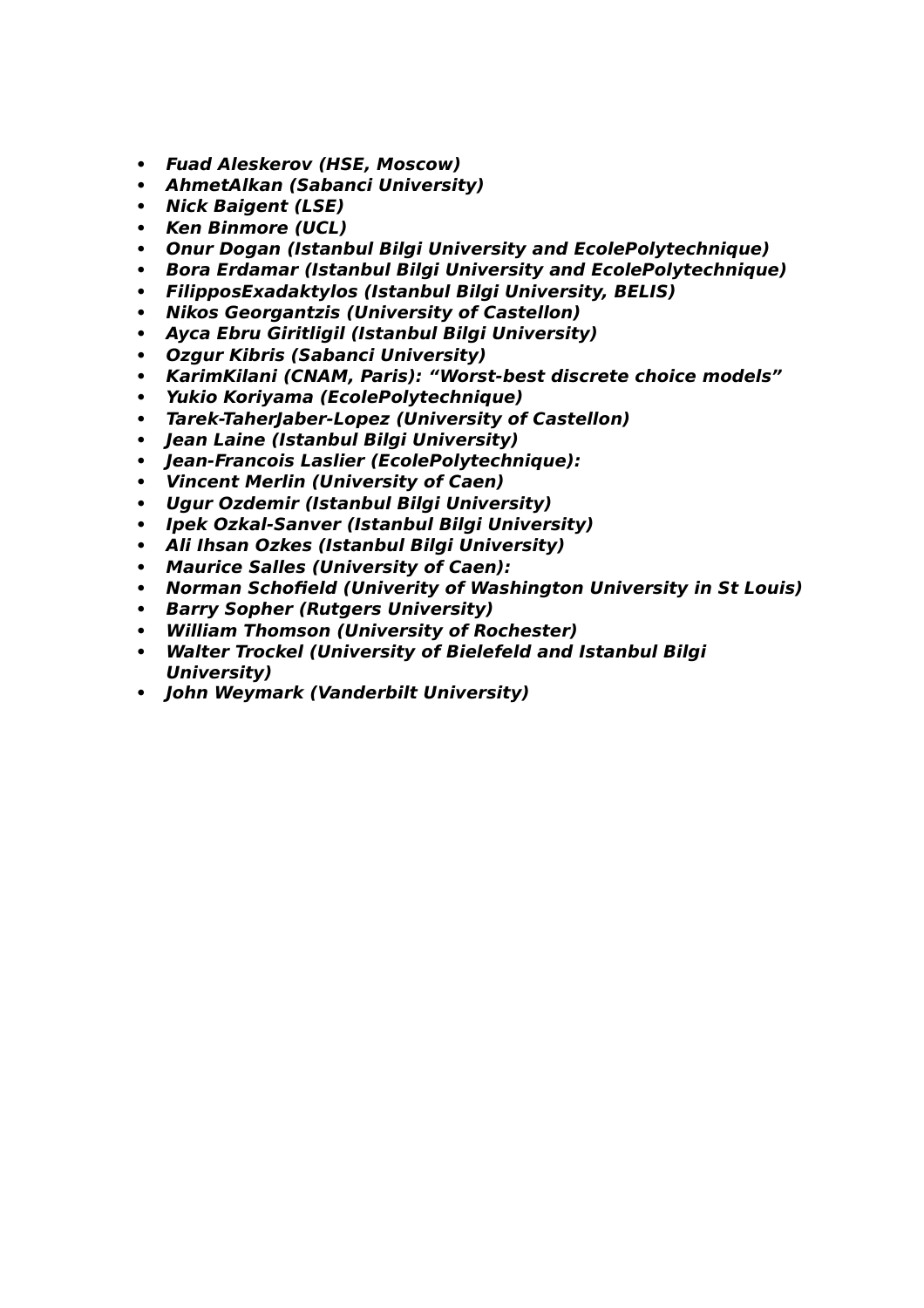- ***Fuad Aleskerov (HSE, Moscow)***
- ***AhmetAlkan (Sabanci University)***
- ***Nick Baigent (LSE)***
- ***Ken Binmore (UCL)***
- ***Onur Dogan (Istanbul Bilgi University and EcolePolytechnique)***
- ***Bora Erdamar (Istanbul Bilgi University and EcolePolytechnique)***
- ***FilipposExadaktylos (Istanbul Bilgi University, BELIS)***
- ***Nikos Georgantzis (University of Castellon)***
- ***Ayca Ebru Giritligil (Istanbul Bilgi University)***
- ***Ozgur Kibris (Sabanci University)***
- ***KarimKilani (CNAM, Paris): "Worst-best discrete choice models"***
- ***Yukio Koriyama (EcolePolytechnique)***
- ***Tarek-TaherJaber-Lopez (University of Castellon)***
- ***Jean Laine (Istanbul Bilgi University)***
- ***Jean-Francois Laslier (EcolePolytechnique):***
- ***Vincent Merlin (University of Caen)***
- ***Ugur Ozdemir (Istanbul Bilgi University)***
- ***Ipek Ozkal-Sanver (Istanbul Bilgi University)***
- ***Ali Ihsan Ozkes (Istanbul Bilgi University)***
- ***Maurice Salles (University of Caen):***
- ***Norman Schofield (Univerity of Washington University in St Louis)***
- ***Barry Sopher (Rutgers University)***
- ***William Thomson (University of Rochester)***
- ***Walter Trockel (University of Bielefeld and Istanbul Bilgi University)***
- ***John Weymark (Vanderbilt University)***